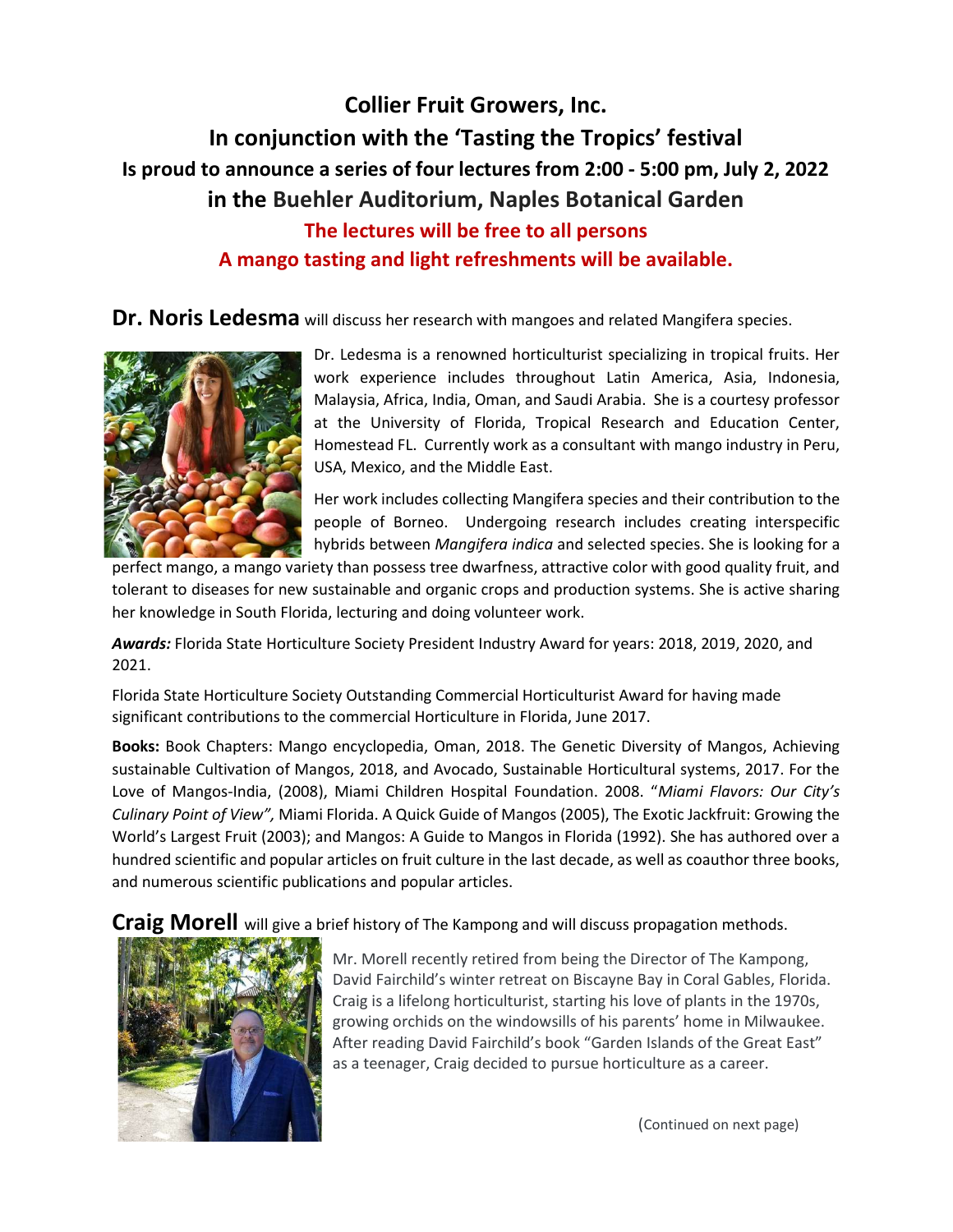# Collier Fruit Growers, Inc.
## In conjunction with the 'Tasting the Tropics' festival
## Is proud to announce a series of four lectures from 2:00 - 5:00 pm, July 2, 2022
## in the Buehler Auditorium, Naples Botanical Garden

**The lectures will be free to all persons**

**A mango tasting and light refreshments will be available.**

**Dr. Noris Ledesma** will discuss her research with mangoes and related Mangifera species.

Dr. Ledesma is a renowned horticulturist specializing in tropical fruits. Her work experience includes throughout Latin America, Asia, Indonesia, Malaysia, Africa, India, Oman, and Saudi Arabia. She is a courtesy professor at the University of Florida, Tropical Research and Education Center, Homestead FL. Currently work as a consultant with mango industry in Peru, USA, Mexico, and the Middle East.

Her work includes collecting Mangifera species and their contribution to the people of Borneo. Undergoing research includes creating interspecific hybrids between *Mangifera indica* and selected species. She is looking for a perfect mango, a mango variety than possess tree dwarfness, attractive color with good quality fruit, and tolerant to diseases for new sustainable and organic crops and production systems. She is active sharing her knowledge in South Florida, lecturing and doing volunteer work.

***Awards:*** Florida State Horticulture Society President Industry Award for years: 2018, 2019, 2020, and 2021.

Florida State Horticulture Society Outstanding Commercial Horticulturist Award for having made significant contributions to the commercial Horticulture in Florida, June 2017.

**Books:** Book Chapters: Mango encyclopedia, Oman, 2018. The Genetic Diversity of Mangos, Achieving sustainable Cultivation of Mangos, 2018, and Avocado, Sustainable Horticultural systems, 2017. For the Love of Mangos-India, (2008), Miami Children Hospital Foundation. 2008. "*Miami Flavors: Our City's Culinary Point of View",* Miami Florida. A Quick Guide of Mangos (2005), The Exotic Jackfruit: Growing the World's Largest Fruit (2003); and Mangos: A Guide to Mangos in Florida (1992). She has authored over a hundred scientific and popular articles on fruit culture in the last decade, as well as coauthor three books, and numerous scientific publications and popular articles.

**Craig Morell** will give a brief history of The Kampong and will discuss propagation methods.

Mr. Morell recently retired from being the Director of The Kampong, David Fairchild's winter retreat on Biscayne Bay in Coral Gables, Florida. Craig is a lifelong horticulturist, starting his love of plants in the 1970s, growing orchids on the windowsills of his parents' home in Milwaukee. After reading David Fairchild's book "Garden Islands of the Great East" as a teenager, Craig decided to pursue horticulture as a career.

(Continued on next page)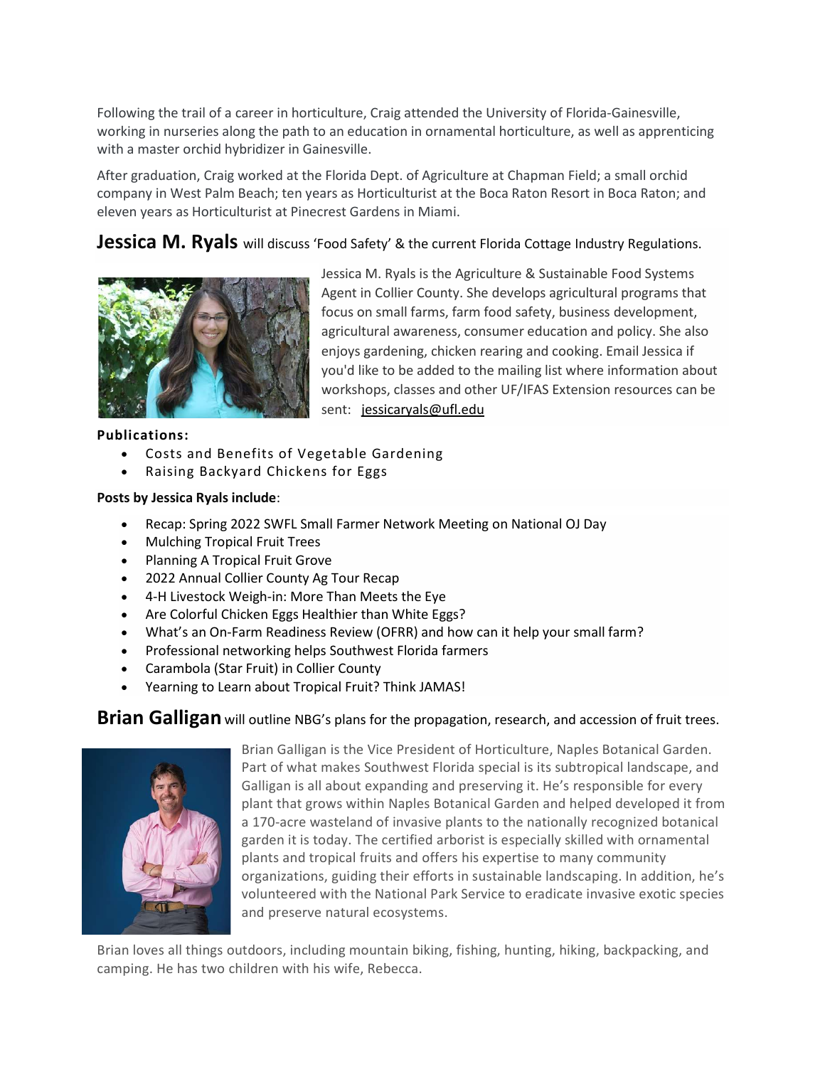Following the trail of a career in horticulture, Craig attended the University of Florida-Gainesville, working in nurseries along the path to an education in ornamental horticulture, as well as apprenticing with a master orchid hybridizer in Gainesville.

After graduation, Craig worked at the Florida Dept. of Agriculture at Chapman Field; a small orchid company in West Palm Beach; ten years as Horticulturist at the Boca Raton Resort in Boca Raton; and eleven years as Horticulturist at Pinecrest Gardens in Miami.

## Jessica M. Ryals will discuss 'Food Safety' & the current Florida Cottage Industry Regulations.

Jessica M. Ryals is the Agriculture & Sustainable Food Systems Agent in Collier County. She develops agricultural programs that focus on small farms, farm food safety, business development, agricultural awareness, consumer education and policy. She also enjoys gardening, chicken rearing and cooking. Email Jessica if you'd like to be added to the mailing list where information about workshops, classes and other UF/IFAS Extension resources can be sent: jessicaryals@ufl.edu

**Publications:**

- Costs and Benefits of Vegetable Gardening
- Raising Backyard Chickens for Eggs

**Posts by Jessica Ryals include**:

- Recap: Spring 2022 SWFL Small Farmer Network Meeting on National OJ Day
- Mulching Tropical Fruit Trees
- Planning A Tropical Fruit Grove
- 2022 Annual Collier County Ag Tour Recap
- 4-H Livestock Weigh-in: More Than Meets the Eye
- Are Colorful Chicken Eggs Healthier than White Eggs?
- What's an On-Farm Readiness Review (OFRR) and how can it help your small farm?
- Professional networking helps Southwest Florida farmers
- Carambola (Star Fruit) in Collier County
- Yearning to Learn about Tropical Fruit? Think JAMAS!

## Brian Galligan will outline NBG's plans for the propagation, research, and accession of fruit trees.

Brian Galligan is the Vice President of Horticulture, Naples Botanical Garden. Part of what makes Southwest Florida special is its subtropical landscape, and Galligan is all about expanding and preserving it. He's responsible for every plant that grows within Naples Botanical Garden and helped developed it from a 170-acre wasteland of invasive plants to the nationally recognized botanical garden it is today. The certified arborist is especially skilled with ornamental plants and tropical fruits and offers his expertise to many community organizations, guiding their efforts in sustainable landscaping. In addition, he's volunteered with the National Park Service to eradicate invasive exotic species and preserve natural ecosystems.

Brian loves all things outdoors, including mountain biking, fishing, hunting, hiking, backpacking, and camping. He has two children with his wife, Rebecca.